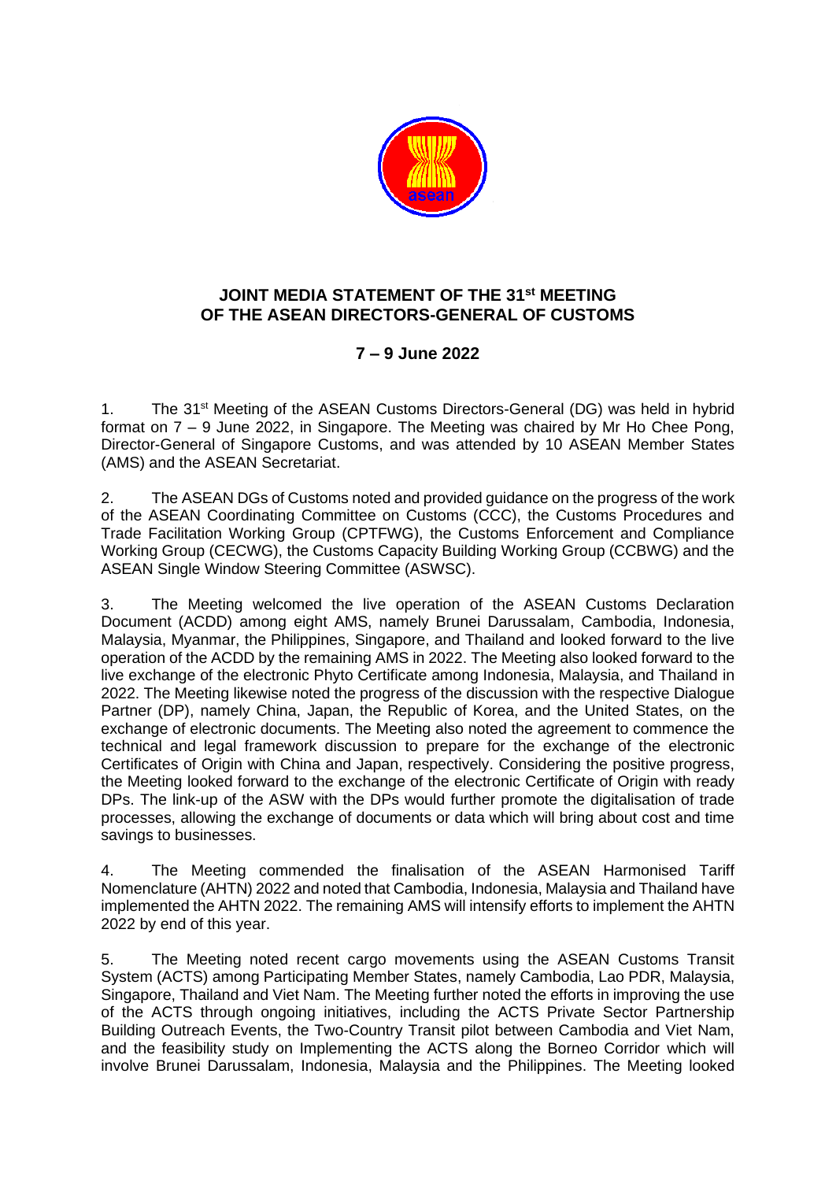# JOINT MEDIA STATEMENT OF THE 31st MEETING OF THE ASEAN DIRECTORS-GENERAL OF CUSTOMS

## 7 – 9 June 2022

1. The 31st Meeting of the ASEAN Customs Directors-General (DG) was held in hybrid format on 7 – 9 June 2022, in Singapore. The Meeting was chaired by Mr Ho Chee Pong, Director-General of Singapore Customs, and was attended by 10 ASEAN Member States (AMS) and the ASEAN Secretariat.

2. The ASEAN DGs of Customs noted and provided guidance on the progress of the work of the ASEAN Coordinating Committee on Customs (CCC), the Customs Procedures and Trade Facilitation Working Group (CPTFWG), the Customs Enforcement and Compliance Working Group (CECWG), the Customs Capacity Building Working Group (CCBWG) and the ASEAN Single Window Steering Committee (ASWSC).

3. The Meeting welcomed the live operation of the ASEAN Customs Declaration Document (ACDD) among eight AMS, namely Brunei Darussalam, Cambodia, Indonesia, Malaysia, Myanmar, the Philippines, Singapore, and Thailand and looked forward to the live operation of the ACDD by the remaining AMS in 2022. The Meeting also looked forward to the live exchange of the electronic Phyto Certificate among Indonesia, Malaysia, and Thailand in 2022. The Meeting likewise noted the progress of the discussion with the respective Dialogue Partner (DP), namely China, Japan, the Republic of Korea, and the United States, on the exchange of electronic documents. The Meeting also noted the agreement to commence the technical and legal framework discussion to prepare for the exchange of the electronic Certificates of Origin with China and Japan, respectively. Considering the positive progress, the Meeting looked forward to the exchange of the electronic Certificate of Origin with ready DPs. The link-up of the ASW with the DPs would further promote the digitalisation of trade processes, allowing the exchange of documents or data which will bring about cost and time savings to businesses.

4. The Meeting commended the finalisation of the ASEAN Harmonised Tariff Nomenclature (AHTN) 2022 and noted that Cambodia, Indonesia, Malaysia and Thailand have implemented the AHTN 2022. The remaining AMS will intensify efforts to implement the AHTN 2022 by end of this year.

5. The Meeting noted recent cargo movements using the ASEAN Customs Transit System (ACTS) among Participating Member States, namely Cambodia, Lao PDR, Malaysia, Singapore, Thailand and Viet Nam. The Meeting further noted the efforts in improving the use of the ACTS through ongoing initiatives, including the ACTS Private Sector Partnership Building Outreach Events, the Two-Country Transit pilot between Cambodia and Viet Nam, and the feasibility study on Implementing the ACTS along the Borneo Corridor which will involve Brunei Darussalam, Indonesia, Malaysia and the Philippines. The Meeting looked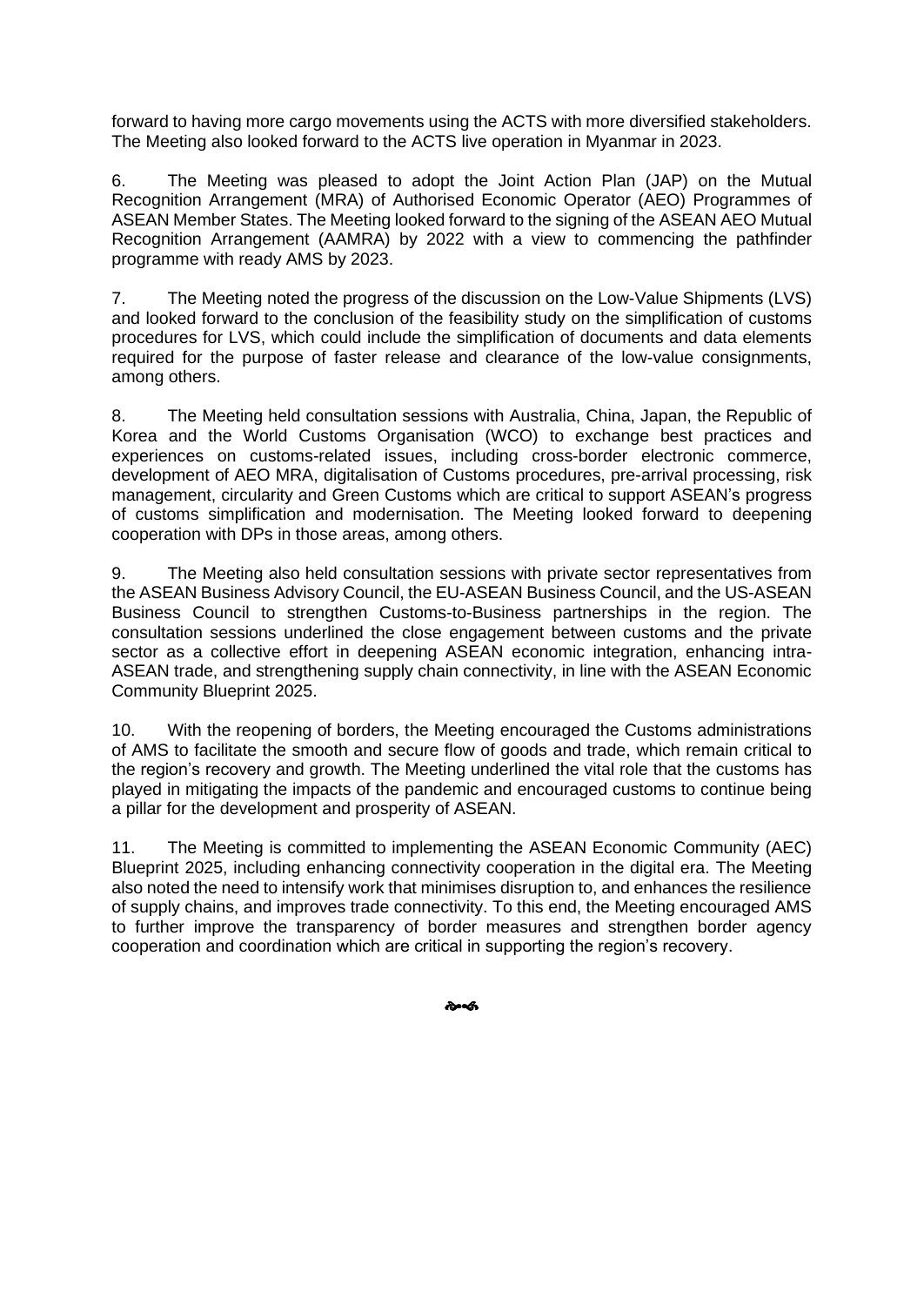forward to having more cargo movements using the ACTS with more diversified stakeholders. The Meeting also looked forward to the ACTS live operation in Myanmar in 2023.

6. The Meeting was pleased to adopt the Joint Action Plan (JAP) on the Mutual Recognition Arrangement (MRA) of Authorised Economic Operator (AEO) Programmes of ASEAN Member States. The Meeting looked forward to the signing of the ASEAN AEO Mutual Recognition Arrangement (AAMRA) by 2022 with a view to commencing the pathfinder programme with ready AMS by 2023.

7. The Meeting noted the progress of the discussion on the Low-Value Shipments (LVS) and looked forward to the conclusion of the feasibility study on the simplification of customs procedures for LVS, which could include the simplification of documents and data elements required for the purpose of faster release and clearance of the low-value consignments, among others.

8. The Meeting held consultation sessions with Australia, China, Japan, the Republic of Korea and the World Customs Organisation (WCO) to exchange best practices and experiences on customs-related issues, including cross-border electronic commerce, development of AEO MRA, digitalisation of Customs procedures, pre-arrival processing, risk management, circularity and Green Customs which are critical to support ASEAN's progress of customs simplification and modernisation. The Meeting looked forward to deepening cooperation with DPs in those areas, among others.

9. The Meeting also held consultation sessions with private sector representatives from the ASEAN Business Advisory Council, the EU-ASEAN Business Council, and the US-ASEAN Business Council to strengthen Customs-to-Business partnerships in the region. The consultation sessions underlined the close engagement between customs and the private sector as a collective effort in deepening ASEAN economic integration, enhancing intra-ASEAN trade, and strengthening supply chain connectivity, in line with the ASEAN Economic Community Blueprint 2025.

10. With the reopening of borders, the Meeting encouraged the Customs administrations of AMS to facilitate the smooth and secure flow of goods and trade, which remain critical to the region's recovery and growth. The Meeting underlined the vital role that the customs has played in mitigating the impacts of the pandemic and encouraged customs to continue being a pillar for the development and prosperity of ASEAN.

11. The Meeting is committed to implementing the ASEAN Economic Community (AEC) Blueprint 2025, including enhancing connectivity cooperation in the digital era. The Meeting also noted the need to intensify work that minimises disruption to, and enhances the resilience of supply chains, and improves trade connectivity. To this end, the Meeting encouraged AMS to further improve the transparency of border measures and strengthen border agency cooperation and coordination which are critical in supporting the region's recovery.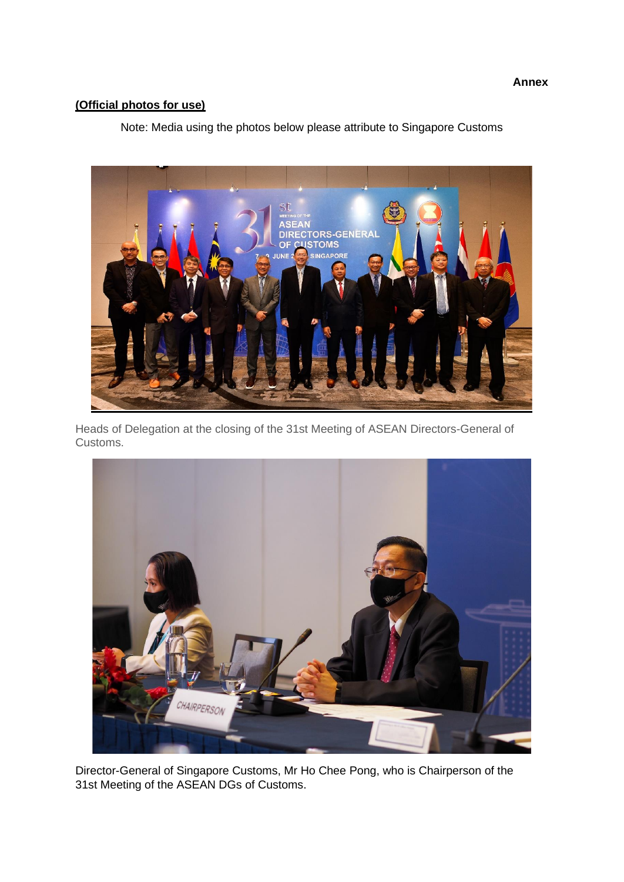**Annex**

**<u>(Official photos for use)</u>**

Note: Media using the photos below please attribute to Singapore Customs

Heads of Delegation at the closing of the 31st Meeting of ASEAN Directors-General of Customs.

Director-General of Singapore Customs, Mr Ho Chee Pong, who is Chairperson of the 31st Meeting of the ASEAN DGs of Customs.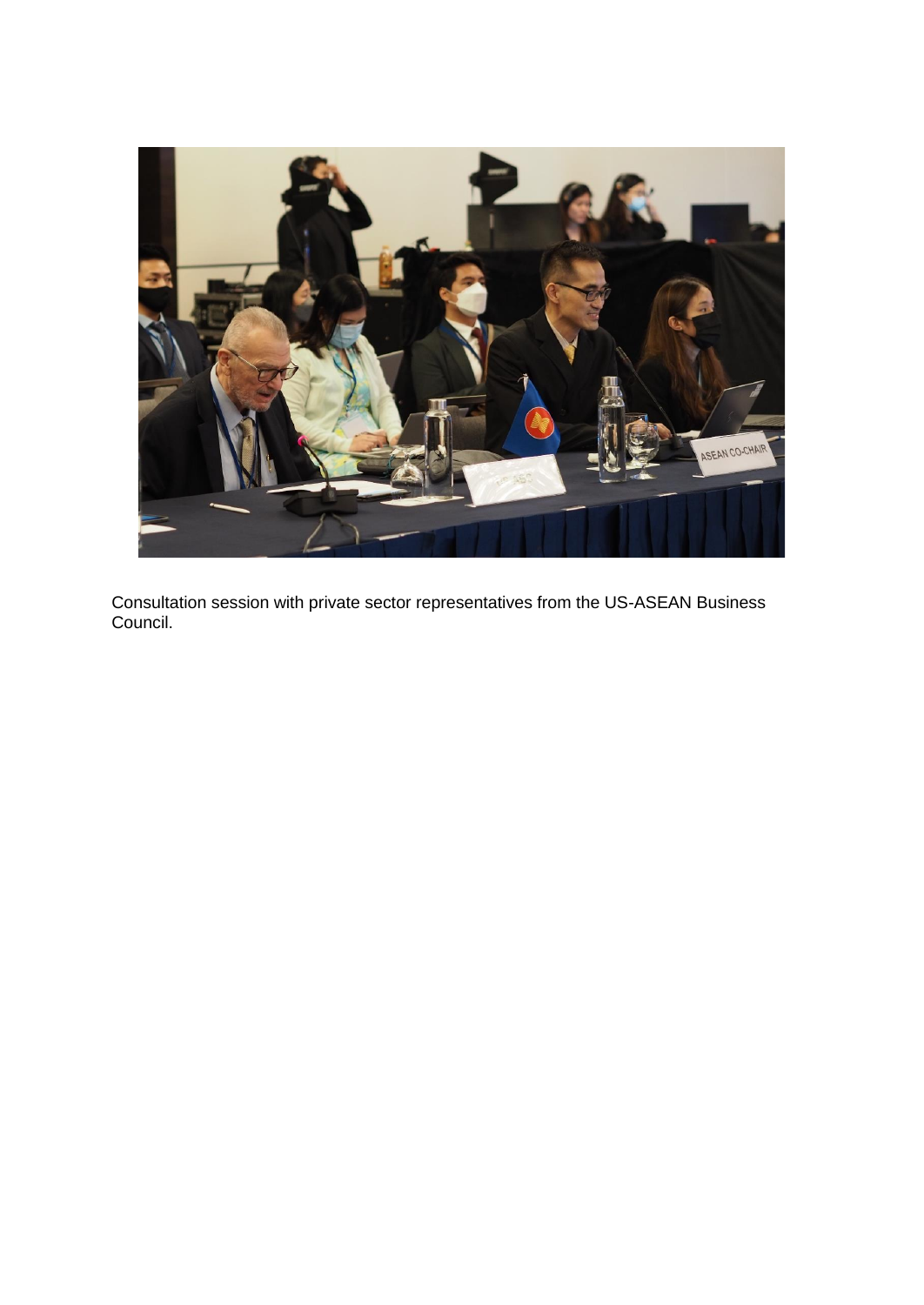Consultation session with private sector representatives from the US-ASEAN Business Council.